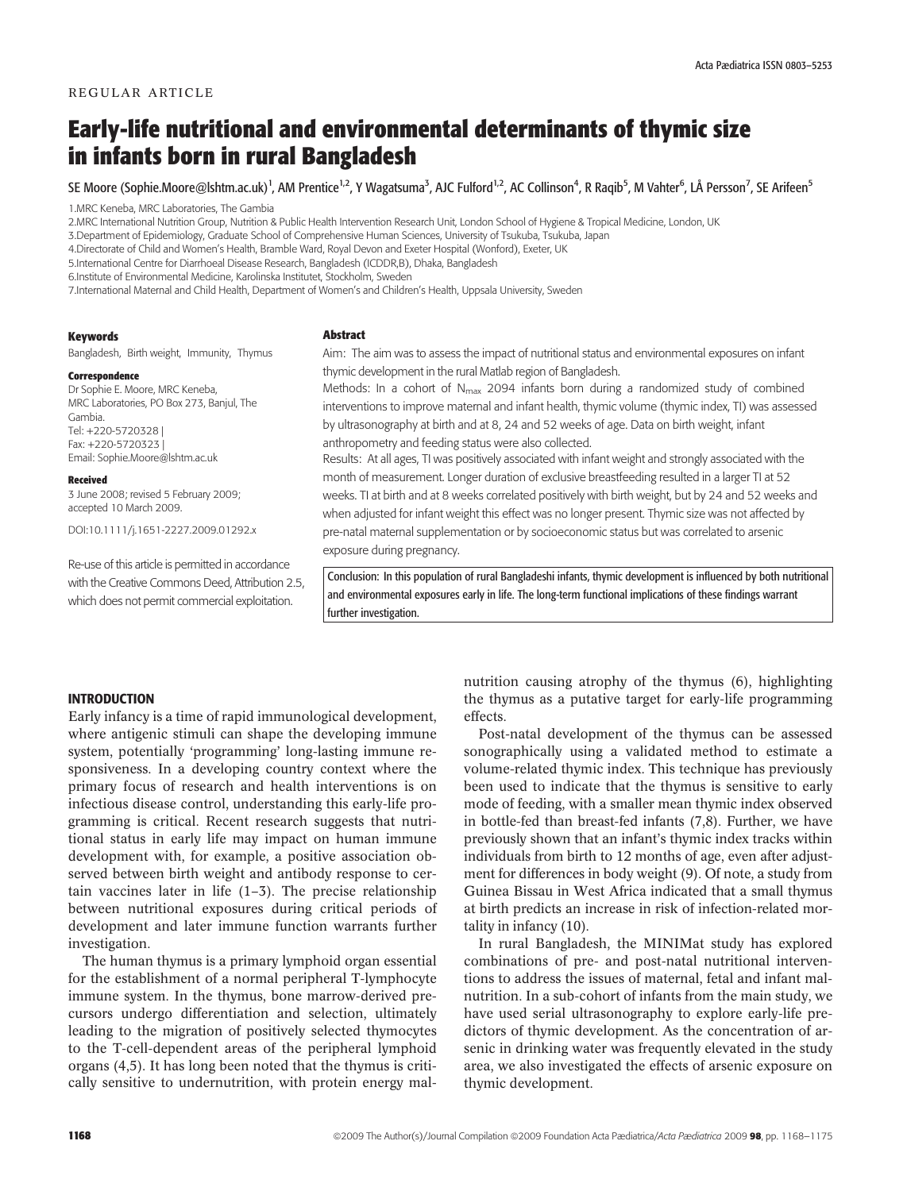REGULAR ARTICLE

# Early-life nutritional and environmental determinants of thymic size in infants born in rural Bangladesh

SE Moore (Sophie.Moore@lshtm.ac.uk)[1], AM Prentice[1,2], Y Wagatsuma[3], AJC Fulford[1,2], AC Collinson[4], R Raqib[5], M Vahter[6], LÅ Persson[7], SE Arifeen[5]

1.MRC Keneba, MRC Laboratories, The Gambia
2.MRC International Nutrition Group, Nutrition & Public Health Intervention Research Unit, London School of Hygiene & Tropical Medicine, London, UK
3.Department of Epidemiology, Graduate School of Comprehensive Human Sciences, University of Tsukuba, Tsukuba, Japan
4.Directorate of Child and Women's Health, Bramble Ward, Royal Devon and Exeter Hospital (Wonford), Exeter, UK
5.International Centre for Diarrhoeal Disease Research, Bangladesh (ICDDR,B), Dhaka, Bangladesh
6.Institute of Environmental Medicine, Karolinska Institutet, Stockholm, Sweden
7.International Maternal and Child Health, Department of Women's and Children's Health, Uppsala University, Sweden

**Keywords**
Bangladesh, Birth weight, Immunity, Thymus

**Correspondence**
Dr Sophie E. Moore, MRC Keneba, MRC Laboratories, PO Box 273, Banjul, The Gambia.
Tel: +220-5720328 |
Fax: +220-5720323 |
Email: Sophie.Moore@lshtm.ac.uk

**Received**
3 June 2008; revised 5 February 2009; accepted 10 March 2009.

DOI:10.1111/j.1651-2227.2009.01292.x

Re-use of this article is permitted in accordance with the Creative Commons Deed, Attribution 2.5, which does not permit commercial exploitation.

**Abstract**

Aim: The aim was to assess the impact of nutritional status and environmental exposures on infant thymic development in the rural Matlab region of Bangladesh.

Methods: In a cohort of $N_{max}$ 2094 infants born during a randomized study of combined interventions to improve maternal and infant health, thymic volume (thymic index, TI) was assessed by ultrasonography at birth and at 8, 24 and 52 weeks of age. Data on birth weight, infant anthropometry and feeding status were also collected.

Results: At all ages, TI was positively associated with infant weight and strongly associated with the month of measurement. Longer duration of exclusive breastfeeding resulted in a larger TI at 52 weeks. TI at birth and at 8 weeks correlated positively with birth weight, but by 24 and 52 weeks and when adjusted for infant weight this effect was no longer present. Thymic size was not affected by pre-natal maternal supplementation or by socioeconomic status but was correlated to arsenic exposure during pregnancy.

Conclusion: In this population of rural Bangladeshi infants, thymic development is influenced by both nutritional and environmental exposures early in life. The long-term functional implications of these findings warrant further investigation.

## INTRODUCTION

Early infancy is a time of rapid immunological development, where antigenic stimuli can shape the developing immune system, potentially 'programming' long-lasting immune responsiveness. In a developing country context where the primary focus of research and health interventions is on infectious disease control, understanding this early-life programming is critical. Recent research suggests that nutritional status in early life may impact on human immune development with, for example, a positive association observed between birth weight and antibody response to certain vaccines later in life (1–3). The precise relationship between nutritional exposures during critical periods of development and later immune function warrants further investigation.

The human thymus is a primary lymphoid organ essential for the establishment of a normal peripheral T-lymphocyte immune system. In the thymus, bone marrow-derived precursors undergo differentiation and selection, ultimately leading to the migration of positively selected thymocytes to the T-cell-dependent areas of the peripheral lymphoid organs (4,5). It has long been noted that the thymus is critically sensitive to undernutrition, with protein energy malnutrition causing atrophy of the thymus (6), highlighting the thymus as a putative target for early-life programming effects.

Post-natal development of the thymus can be assessed sonographically using a validated method to estimate a volume-related thymic index. This technique has previously been used to indicate that the thymus is sensitive to early mode of feeding, with a smaller mean thymic index observed in bottle-fed than breast-fed infants (7,8). Further, we have previously shown that an infant's thymic index tracks within individuals from birth to 12 months of age, even after adjustment for differences in body weight (9). Of note, a study from Guinea Bissau in West Africa indicated that a small thymus at birth predicts an increase in risk of infection-related mortality in infancy (10).

In rural Bangladesh, the MINIMat study has explored combinations of pre- and post-natal nutritional interventions to address the issues of maternal, fetal and infant malnutrition. In a sub-cohort of infants from the main study, we have used serial ultrasonography to explore early-life predictors of thymic development. As the concentration of arsenic in drinking water was frequently elevated in the study area, we also investigated the effects of arsenic exposure on thymic development.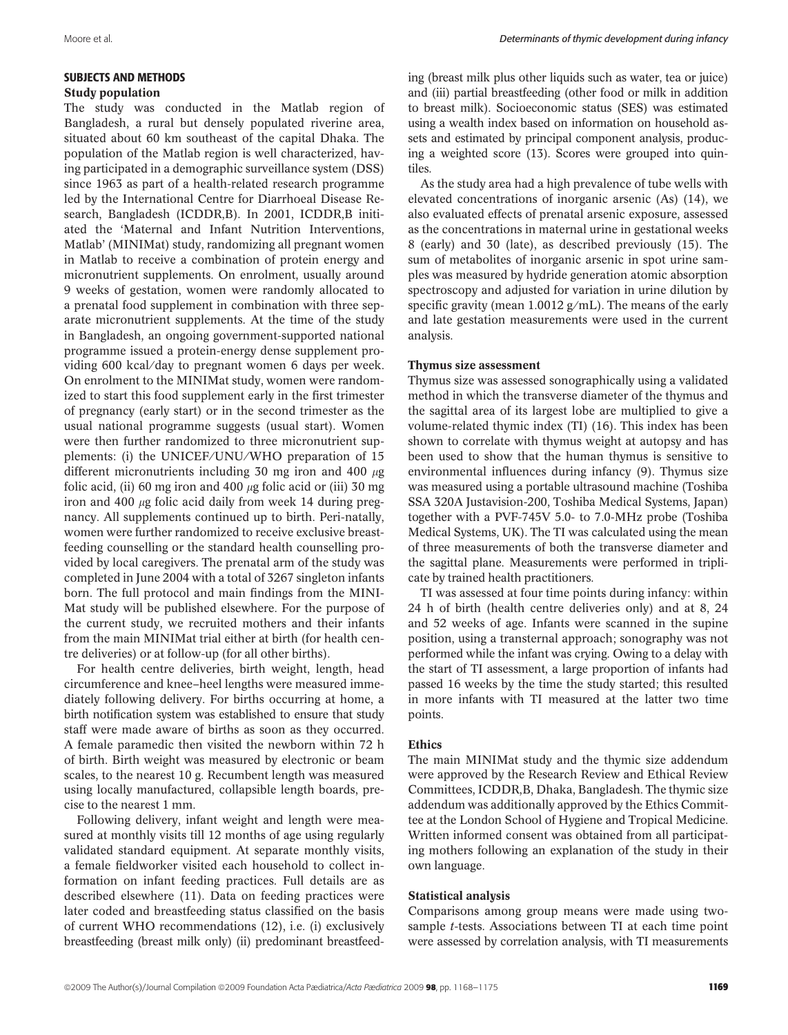## SUBJECTS AND METHODS

### Study population

The study was conducted in the Matlab region of Bangladesh, a rural but densely populated riverine area, situated about 60 km southeast of the capital Dhaka. The population of the Matlab region is well characterized, having participated in a demographic surveillance system (DSS) since 1963 as part of a health-related research programme led by the International Centre for Diarrhoeal Disease Research, Bangladesh (ICDDR,B). In 2001, ICDDR,B initiated the 'Maternal and Infant Nutrition Interventions, Matlab' (MINIMat) study, randomizing all pregnant women in Matlab to receive a combination of protein energy and micronutrient supplements. On enrolment, usually around 9 weeks of gestation, women were randomly allocated to a prenatal food supplement in combination with three separate micronutrient supplements. At the time of the study in Bangladesh, an ongoing government-supported national programme issued a protein-energy dense supplement providing 600 kcal/day to pregnant women 6 days per week. On enrolment to the MINIMat study, women were randomized to start this food supplement early in the first trimester of pregnancy (early start) or in the second trimester as the usual national programme suggests (usual start). Women were then further randomized to three micronutrient supplements: (i) the UNICEF/UNU/WHO preparation of 15 different micronutrients including 30 mg iron and 400 μg folic acid, (ii) 60 mg iron and 400 μg folic acid or (iii) 30 mg iron and 400 μg folic acid daily from week 14 during pregnancy. All supplements continued up to birth. Peri-natally, women were further randomized to receive exclusive breastfeeding counselling or the standard health counselling provided by local caregivers. The prenatal arm of the study was completed in June 2004 with a total of 3267 singleton infants born. The full protocol and main findings from the MINIMat study will be published elsewhere. For the purpose of the current study, we recruited mothers and their infants from the main MINIMat trial either at birth (for health centre deliveries) or at follow-up (for all other births).

For health centre deliveries, birth weight, length, head circumference and knee–heel lengths were measured immediately following delivery. For births occurring at home, a birth notification system was established to ensure that study staff were made aware of births as soon as they occurred. A female paramedic then visited the newborn within 72 h of birth. Birth weight was measured by electronic or beam scales, to the nearest 10 g. Recumbent length was measured using locally manufactured, collapsible length boards, precise to the nearest 1 mm.

Following delivery, infant weight and length were measured at monthly visits till 12 months of age using regularly validated standard equipment. At separate monthly visits, a female fieldworker visited each household to collect information on infant feeding practices. Full details are as described elsewhere (11). Data on feeding practices were later coded and breastfeeding status classified on the basis of current WHO recommendations (12), i.e. (i) exclusively breastfeeding (breast milk only) (ii) predominant breastfeeding (breast milk plus other liquids such as water, tea or juice) and (iii) partial breastfeeding (other food or milk in addition to breast milk). Socioeconomic status (SES) was estimated using a wealth index based on information on household assets and estimated by principal component analysis, producing a weighted score (13). Scores were grouped into quintiles.

As the study area had a high prevalence of tube wells with elevated concentrations of inorganic arsenic (As) (14), we also evaluated effects of prenatal arsenic exposure, assessed as the concentrations in maternal urine in gestational weeks 8 (early) and 30 (late), as described previously (15). The sum of metabolites of inorganic arsenic in spot urine samples was measured by hydride generation atomic absorption spectroscopy and adjusted for variation in urine dilution by specific gravity (mean 1.0012 g/mL). The means of the early and late gestation measurements were used in the current analysis.

### Thymus size assessment

Thymus size was assessed sonographically using a validated method in which the transverse diameter of the thymus and the sagittal area of its largest lobe are multiplied to give a volume-related thymic index (TI) (16). This index has been shown to correlate with thymus weight at autopsy and has been used to show that the human thymus is sensitive to environmental influences during infancy (9). Thymus size was measured using a portable ultrasound machine (Toshiba SSA 320A Justavision-200, Toshiba Medical Systems, Japan) together with a PVF-745V 5.0- to 7.0-MHz probe (Toshiba Medical Systems, UK). The TI was calculated using the mean of three measurements of both the transverse diameter and the sagittal plane. Measurements were performed in triplicate by trained health practitioners.

TI was assessed at four time points during infancy: within 24 h of birth (health centre deliveries only) and at 8, 24 and 52 weeks of age. Infants were scanned in the supine position, using a transternal approach; sonography was not performed while the infant was crying. Owing to a delay with the start of TI assessment, a large proportion of infants had passed 16 weeks by the time the study started; this resulted in more infants with TI measured at the latter two time points.

### Ethics

The main MINIMat study and the thymic size addendum were approved by the Research Review and Ethical Review Committees, ICDDR,B, Dhaka, Bangladesh. The thymic size addendum was additionally approved by the Ethics Committee at the London School of Hygiene and Tropical Medicine. Written informed consent was obtained from all participating mothers following an explanation of the study in their own language.

### Statistical analysis

Comparisons among group means were made using two-sample *t*-tests. Associations between TI at each time point were assessed by correlation analysis, with TI measurements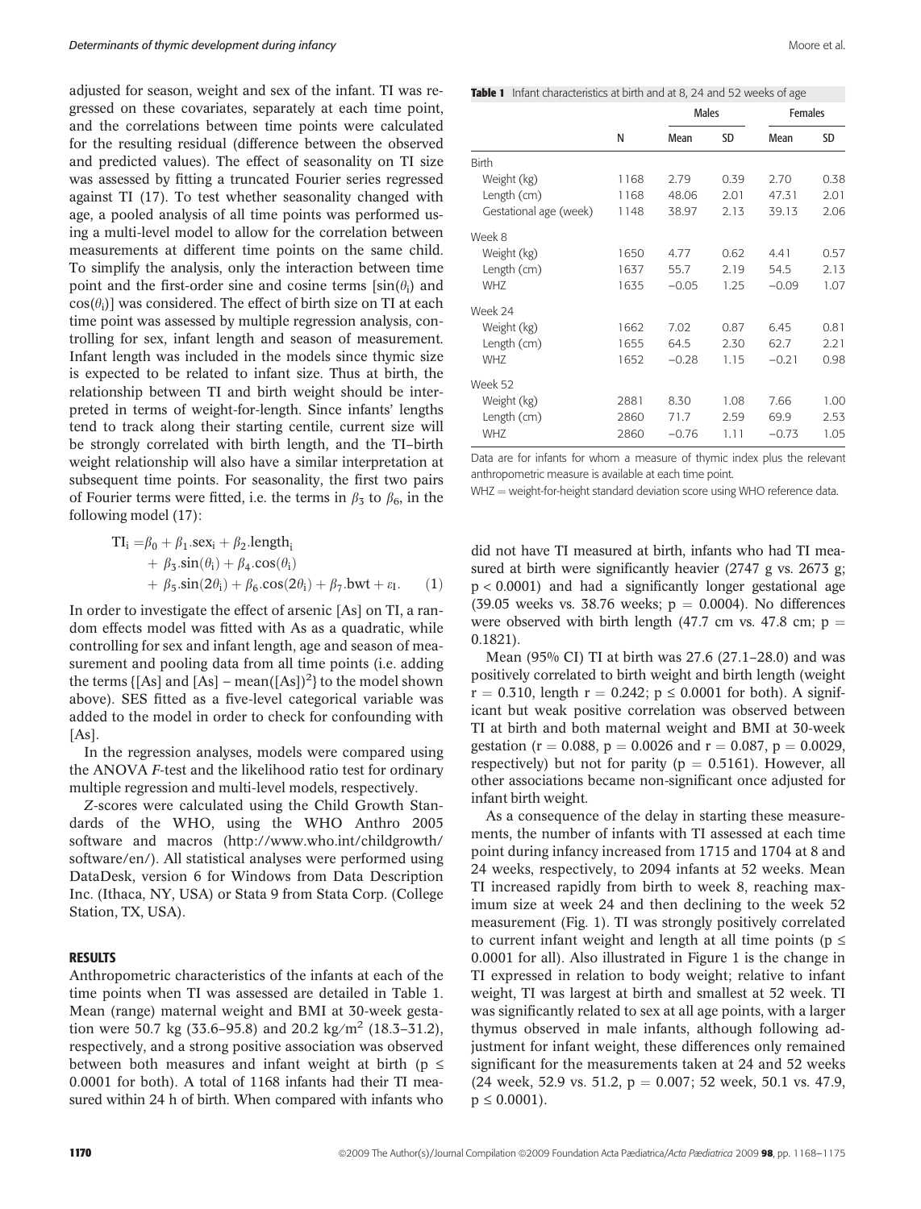adjusted for season, weight and sex of the infant. TI was regressed on these covariates, separately at each time point, and the correlations between time points were calculated for the resulting residual (difference between the observed and predicted values). The effect of seasonality on TI size was assessed by fitting a truncated Fourier series regressed against TI (17). To test whether seasonality changed with age, a pooled analysis of all time points was performed using a multi-level model to allow for the correlation between measurements at different time points on the same child. To simplify the analysis, only the interaction between time point and the first-order sine and cosine terms [$\sin(\theta_i)$ and $\cos(\theta_i)$] was considered. The effect of birth size on TI at each time point was assessed by multiple regression analysis, controlling for sex, infant length and season of measurement. Infant length was included in the models since thymic size is expected to be related to infant size. Thus at birth, the relationship between TI and birth weight should be interpreted in terms of weight-for-length. Since infants' lengths tend to track along their starting centile, current size will be strongly correlated with birth length, and the TI–birth weight relationship will also have a similar interpretation at subsequent time points. For seasonality, the first two pairs of Fourier terms were fitted, i.e. the terms in $\beta_3$ to $\beta_6$, in the following model (17):

$$\begin{aligned} \mathrm{TI_i} =& \beta_0 + \beta_1.\mathrm{sex_i} + \beta_2.\mathrm{length_i} \\ &+ \beta_3.\sin(\theta_i) + \beta_4.\cos(\theta_i) \\ &+ \beta_5.\sin(2\theta_i) + \beta_6.\cos(2\theta_i) + \beta_7.\mathrm{bwt} + \varepsilon_\mathrm{I}. \end{aligned} \quad (1)$$

In order to investigate the effect of arsenic [As] on TI, a random effects model was fitted with As as a quadratic, while controlling for sex and infant length, age and season of measurement and pooling data from all time points (i.e. adding the terms {[As] and [As] – mean([As])$^2$} to the model shown above). SES fitted as a five-level categorical variable was added to the model in order to check for confounding with [As].

In the regression analyses, models were compared using the ANOVA *F*-test and the likelihood ratio test for ordinary multiple regression and multi-level models, respectively.

*Z*-scores were calculated using the Child Growth Standards of the WHO, using the WHO Anthro 2005 software and macros (http://www.who.int/childgrowth/software/en/). All statistical analyses were performed using DataDesk, version 6 for Windows from Data Description Inc. (Ithaca, NY, USA) or Stata 9 from Stata Corp. (College Station, TX, USA).

## RESULTS

Anthropometric characteristics of the infants at each of the time points when TI was assessed are detailed in Table 1. Mean (range) maternal weight and BMI at 30-week gestation were 50.7 kg (33.6–95.8) and 20.2 kg/m$^2$ (18.3–31.2), respectively, and a strong positive association was observed between both measures and infant weight at birth ($p \leq 0.0001$ for both). A total of 1168 infants had their TI measured within 24 h of birth. When compared with infants who did not have TI measured at birth, infants who had TI measured at birth were significantly heavier (2747 g vs. 2673 g; $p < 0.0001$) and had a significantly longer gestational age (39.05 weeks vs. 38.76 weeks; $p = 0.0004$). No differences were observed with birth length (47.7 cm vs. 47.8 cm; $p = 0.1821$).

Mean (95% CI) TI at birth was 27.6 (27.1–28.0) and was positively correlated to birth weight and birth length (weight $r = 0.310$, length $r = 0.242$; $p \leq 0.0001$ for both). A significant but weak positive correlation was observed between TI at birth and both maternal weight and BMI at 30-week gestation ($r = 0.088$, $p = 0.0026$ and $r = 0.087$, $p = 0.0029$, respectively) but not for parity ($p = 0.5161$). However, all other associations became non-significant once adjusted for infant birth weight.

As a consequence of the delay in starting these measurements, the number of infants with TI assessed at each time point during infancy increased from 1715 and 1704 at 8 and 24 weeks, respectively, to 2094 infants at 52 weeks. Mean TI increased rapidly from birth to week 8, reaching maximum size at week 24 and then declining to the week 52 measurement (Fig. 1). TI was strongly positively correlated to current infant weight and length at all time points ($p \leq 0.0001$ for all). Also illustrated in Figure 1 is the change in TI expressed in relation to body weight; relative to infant weight, TI was largest at birth and smallest at 52 week. TI was significantly related to sex at all age points, with a larger thymus observed in male infants, although following adjustment for infant weight, these differences only remained significant for the measurements taken at 24 and 52 weeks (24 week, 52.9 vs. 51.2, $p = 0.007$; 52 week, 50.1 vs. 47.9, $p \leq 0.0001$).

**Table 1** Infant characteristics at birth and at 8, 24 and 52 weeks of age

| | N | Males | | Females | |
|---|---|---|---|---|---|
| | | Mean | SD | Mean | SD |
| Birth | | | | | |
| Weight (kg) | 1168 | 2.79 | 0.39 | 2.70 | 0.38 |
| Length (cm) | 1168 | 48.06 | 2.01 | 47.31 | 2.01 |
| Gestational age (week) | 1148 | 38.97 | 2.13 | 39.13 | 2.06 |
| Week 8 | | | | | |
| Weight (kg) | 1650 | 4.77 | 0.62 | 4.41 | 0.57 |
| Length (cm) | 1637 | 55.7 | 2.19 | 54.5 | 2.13 |
| WHZ | 1635 | −0.05 | 1.25 | −0.09 | 1.07 |
| Week 24 | | | | | |
| Weight (kg) | 1662 | 7.02 | 0.87 | 6.45 | 0.81 |
| Length (cm) | 1655 | 64.5 | 2.30 | 62.7 | 2.21 |
| WHZ | 1652 | −0.28 | 1.15 | −0.21 | 0.98 |
| Week 52 | | | | | |
| Weight (kg) | 2881 | 8.30 | 1.08 | 7.66 | 1.00 |
| Length (cm) | 2860 | 71.7 | 2.59 | 69.9 | 2.53 |
| WHZ | 2860 | −0.76 | 1.11 | −0.73 | 1.05 |

Data are for infants for whom a measure of thymic index plus the relevant anthropometric measure is available at each time point.

WHZ = weight-for-height standard deviation score using WHO reference data.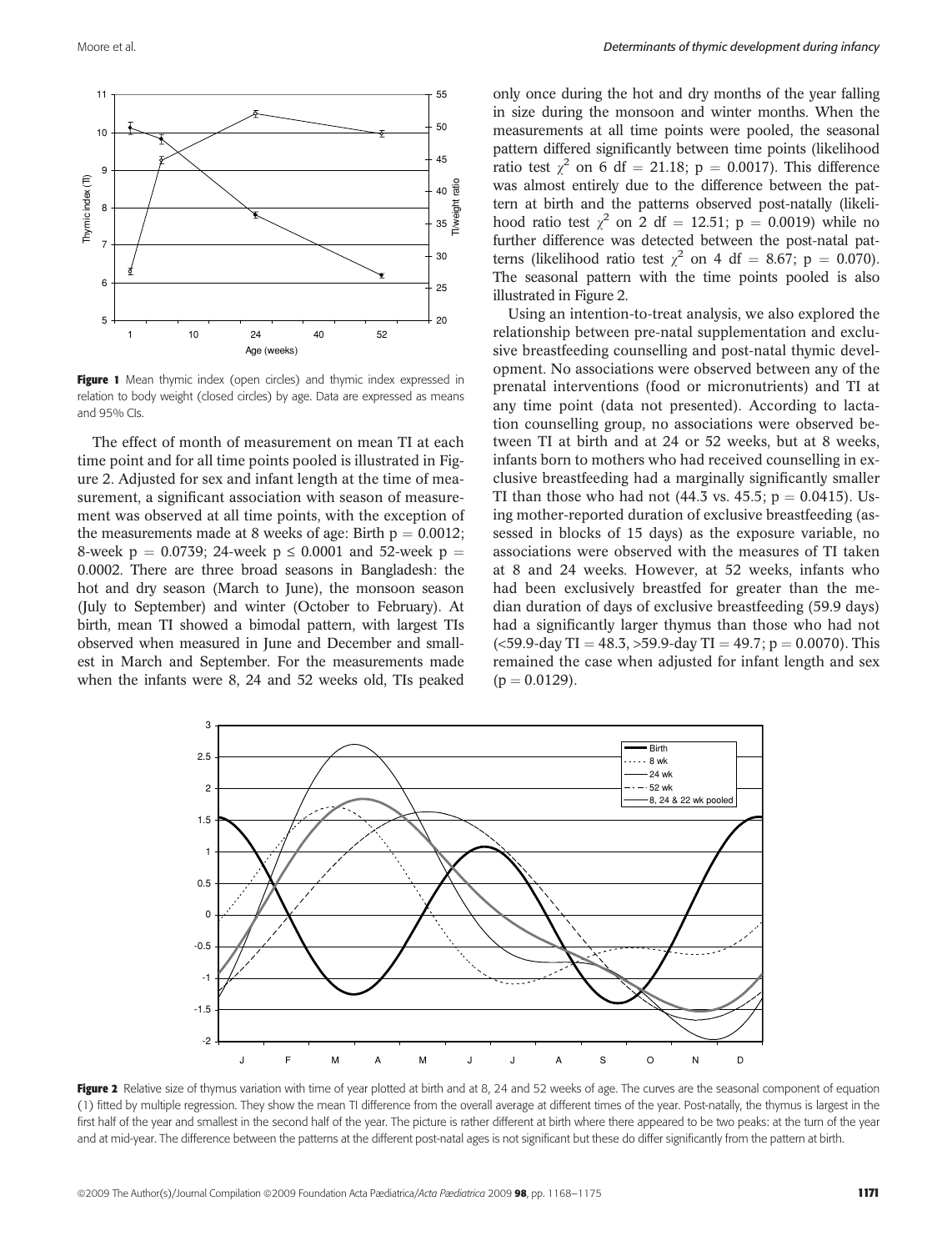Figure 1 Mean thymic index (open circles) and thymic index expressed in relation to body weight (closed circles) by age. Data are expressed as means and 95% CIs.

The effect of month of measurement on mean TI at each time point and for all time points pooled is illustrated in Figure 2. Adjusted for sex and infant length at the time of measurement, a significant association with season of measurement was observed at all time points, with the exception of the measurements made at 8 weeks of age: Birth $p = 0.0012$; 8-week $p = 0.0739$; 24-week $p \leq 0.0001$ and 52-week $p = 0.0002$. There are three broad seasons in Bangladesh: the hot and dry season (March to June), the monsoon season (July to September) and winter (October to February). At birth, mean TI showed a bimodal pattern, with largest TIs observed when measured in June and December and smallest in March and September. For the measurements made when the infants were 8, 24 and 52 weeks old, TIs peaked only once during the hot and dry months of the year falling in size during the monsoon and winter months. When the measurements at all time points were pooled, the seasonal pattern differed significantly between time points (likelihood ratio test $\chi^2$ on 6 df = 21.18; $p = 0.0017$). This difference was almost entirely due to the difference between the pattern at birth and the patterns observed post-natally (likelihood ratio test $\chi^2$ on 2 df = 12.51; $p = 0.0019$) while no further difference was detected between the post-natal patterns (likelihood ratio test $\chi^2$ on 4 df = 8.67; $p = 0.070$). The seasonal pattern with the time points pooled is also illustrated in Figure 2.

Using an intention-to-treat analysis, we also explored the relationship between pre-natal supplementation and exclusive breastfeeding counselling and post-natal thymic development. No associations were observed between any of the prenatal interventions (food or micronutrients) and TI at any time point (data not presented). According to lactation counselling group, no associations were observed between TI at birth and at 24 or 52 weeks, but at 8 weeks, infants born to mothers who had received counselling in exclusive breastfeeding had a marginally significantly smaller TI than those who had not (44.3 vs. 45.5; $p = 0.0415$). Using mother-reported duration of exclusive breastfeeding (assessed in blocks of 15 days) as the exposure variable, no associations were observed with the measures of TI taken at 8 and 24 weeks. However, at 52 weeks, infants who had been exclusively breastfed for greater than the median duration of days of exclusive breastfeeding (59.9 days) had a significantly larger thymus than those who had not (<59.9-day TI = 48.3, >59.9-day TI = 49.7; $p = 0.0070$). This remained the case when adjusted for infant length and sex ($p = 0.0129$).

Figure 2 Relative size of thymus variation with time of year plotted at birth and at 8, 24 and 52 weeks of age. The curves are the seasonal component of equation (1) fitted by multiple regression. They show the mean TI difference from the overall average at different times of the year. Post-natally, the thymus is largest in the first half of the year and smallest in the second half of the year. The picture is rather different at birth where there appeared to be two peaks: at the turn of the year and at mid-year. The difference between the patterns at the different post-natal ages is not significant but these do differ significantly from the pattern at birth.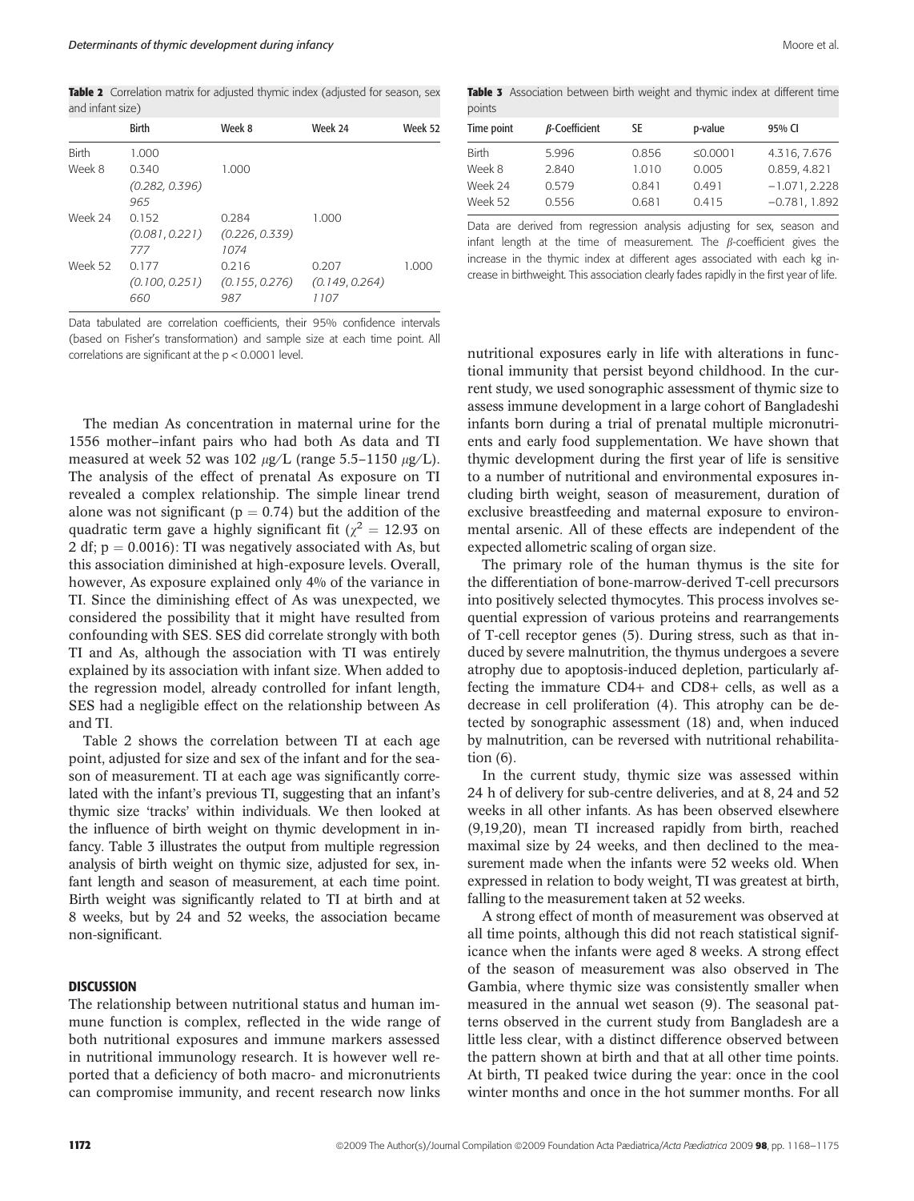**Table 2** Correlation matrix for adjusted thymic index (adjusted for season, sex and infant size)

| | Birth | Week 8 | Week 24 | Week 52 |
|---|---|---|---|---|
| Birth | 1.000 | | | |
| Week 8 | 0.340 *(0.282, 0.396)* *965* | 1.000 | | |
| Week 24 | 0.152 *(0.081, 0.221)* *777* | 0.284 *(0.226, 0.339)* *1074* | 1.000 | |
| Week 52 | 0.177 *(0.100, 0.251)* *660* | 0.216 *(0.155, 0.276)* *987* | 0.207 *(0.149, 0.264)* *1107* | 1.000 |

Data tabulated are correlation coefficients, their 95% confidence intervals (based on Fisher's transformation) and sample size at each time point. All correlations are significant at the $p < 0.0001$ level.

The median As concentration in maternal urine for the 1556 mother–infant pairs who had both As data and TI measured at week 52 was 102 $\mu$g/L (range 5.5–1150 $\mu$g/L). The analysis of the effect of prenatal As exposure on TI revealed a complex relationship. The simple linear trend alone was not significant ($p = 0.74$) but the addition of the quadratic term gave a highly significant fit ($\chi^2 = 12.93$ on 2 df; $p = 0.0016$): TI was negatively associated with As, but this association diminished at high-exposure levels. Overall, however, As exposure explained only 4% of the variance in TI. Since the diminishing effect of As was unexpected, we considered the possibility that it might have resulted from confounding with SES. SES did correlate strongly with both TI and As, although the association with TI was entirely explained by its association with infant size. When added to the regression model, already controlled for infant length, SES had a negligible effect on the relationship between As and TI.

Table 2 shows the correlation between TI at each age point, adjusted for size and sex of the infant and for the season of measurement. TI at each age was significantly correlated with the infant's previous TI, suggesting that an infant's thymic size 'tracks' within individuals. We then looked at the influence of birth weight on thymic development in infancy. Table 3 illustrates the output from multiple regression analysis of birth weight on thymic size, adjusted for sex, infant length and season of measurement, at each time point. Birth weight was significantly related to TI at birth and at 8 weeks, but by 24 and 52 weeks, the association became non-significant.

**Table 3** Association between birth weight and thymic index at different time points

| Time point | $\beta$-Coefficient | SE | p-value | 95% CI |
|---|---|---|---|---|
| Birth | 5.996 | 0.856 | ≤0.0001 | 4.316, 7.676 |
| Week 8 | 2.840 | 1.010 | 0.005 | 0.859, 4.821 |
| Week 24 | 0.579 | 0.841 | 0.491 | −1.071, 2.228 |
| Week 52 | 0.556 | 0.681 | 0.415 | −0.781, 1.892 |

Data are derived from regression analysis adjusting for sex, season and infant length at the time of measurement. The $\beta$-coefficient gives the increase in the thymic index at different ages associated with each kg increase in birthweight. This association clearly fades rapidly in the first year of life.

## DISCUSSION

The relationship between nutritional status and human immune function is complex, reflected in the wide range of both nutritional exposures and immune markers assessed in nutritional immunology research. It is however well reported that a deficiency of both macro- and micronutrients can compromise immunity, and recent research now links nutritional exposures early in life with alterations in functional immunity that persist beyond childhood. In the current study, we used sonographic assessment of thymic size to assess immune development in a large cohort of Bangladeshi infants born during a trial of prenatal multiple micronutrients and early food supplementation. We have shown that thymic development during the first year of life is sensitive to a number of nutritional and environmental exposures including birth weight, season of measurement, duration of exclusive breastfeeding and maternal exposure to environmental arsenic. All of these effects are independent of the expected allometric scaling of organ size.

The primary role of the human thymus is the site for the differentiation of bone-marrow-derived T-cell precursors into positively selected thymocytes. This process involves sequential expression of various proteins and rearrangements of T-cell receptor genes (5). During stress, such as that induced by severe malnutrition, the thymus undergoes a severe atrophy due to apoptosis-induced depletion, particularly affecting the immature CD4+ and CD8+ cells, as well as a decrease in cell proliferation (4). This atrophy can be detected by sonographic assessment (18) and, when induced by malnutrition, can be reversed with nutritional rehabilitation (6).

In the current study, thymic size was assessed within 24 h of delivery for sub-centre deliveries, and at 8, 24 and 52 weeks in all other infants. As has been observed elsewhere (9,19,20), mean TI increased rapidly from birth, reached maximal size by 24 weeks, and then declined to the measurement made when the infants were 52 weeks old. When expressed in relation to body weight, TI was greatest at birth, falling to the measurement taken at 52 weeks.

A strong effect of month of measurement was observed at all time points, although this did not reach statistical significance when the infants were aged 8 weeks. A strong effect of the season of measurement was also observed in The Gambia, where thymic size was consistently smaller when measured in the annual wet season (9). The seasonal patterns observed in the current study from Bangladesh are a little less clear, with a distinct difference observed between the pattern shown at birth and that at all other time points. At birth, TI peaked twice during the year: once in the cool winter months and once in the hot summer months. For all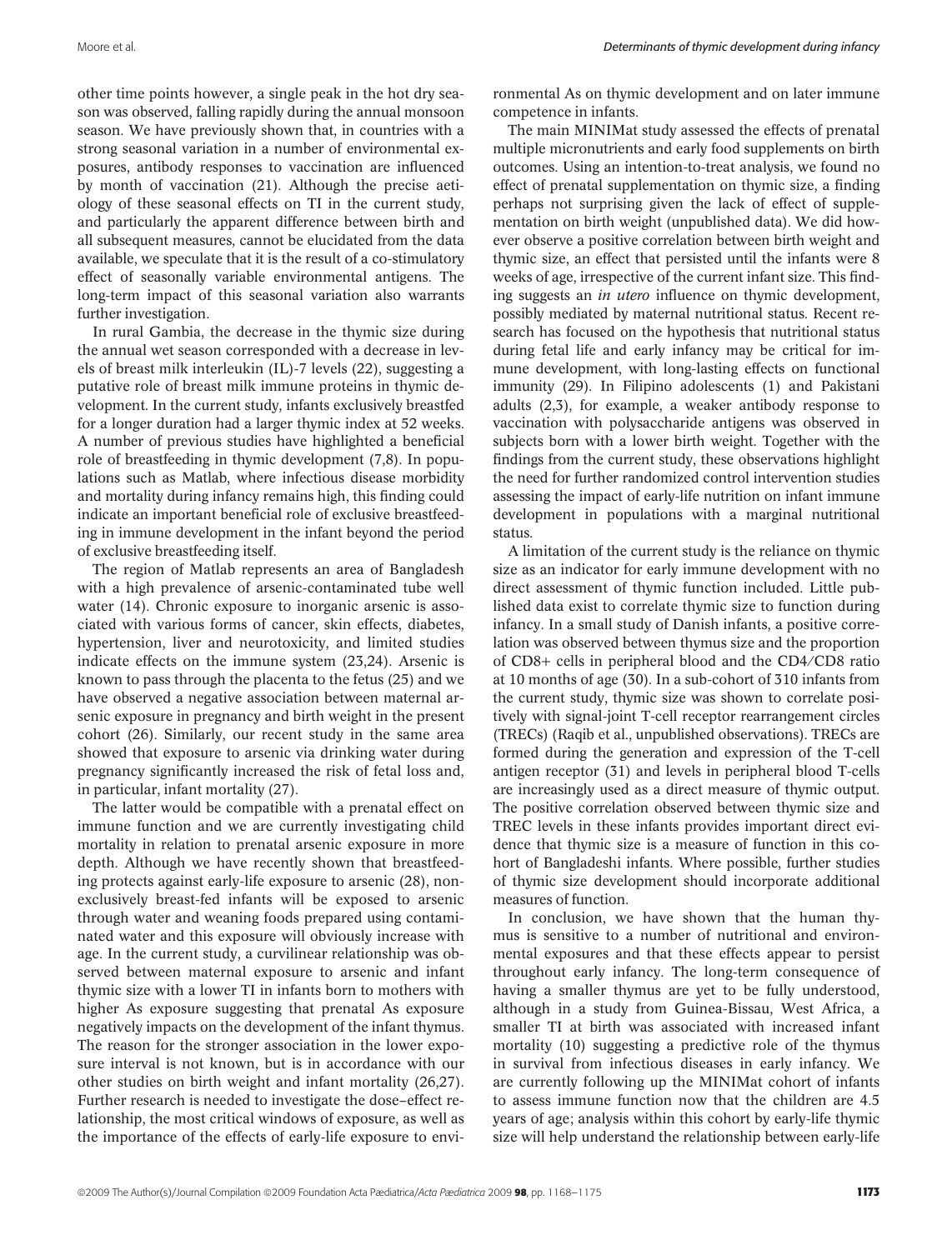other time points however, a single peak in the hot dry season was observed, falling rapidly during the annual monsoon season. We have previously shown that, in countries with a strong seasonal variation in a number of environmental exposures, antibody responses to vaccination are influenced by month of vaccination (21). Although the precise aetiology of these seasonal effects on TI in the current study, and particularly the apparent difference between birth and all subsequent measures, cannot be elucidated from the data available, we speculate that it is the result of a co-stimulatory effect of seasonally variable environmental antigens. The long-term impact of this seasonal variation also warrants further investigation.

In rural Gambia, the decrease in the thymic size during the annual wet season corresponded with a decrease in levels of breast milk interleukin (IL)-7 levels (22), suggesting a putative role of breast milk immune proteins in thymic development. In the current study, infants exclusively breastfed for a longer duration had a larger thymic index at 52 weeks. A number of previous studies have highlighted a beneficial role of breastfeeding in thymic development (7,8). In populations such as Matlab, where infectious disease morbidity and mortality during infancy remains high, this finding could indicate an important beneficial role of exclusive breastfeeding in immune development in the infant beyond the period of exclusive breastfeeding itself.

The region of Matlab represents an area of Bangladesh with a high prevalence of arsenic-contaminated tube well water (14). Chronic exposure to inorganic arsenic is associated with various forms of cancer, skin effects, diabetes, hypertension, liver and neurotoxicity, and limited studies indicate effects on the immune system (23,24). Arsenic is known to pass through the placenta to the fetus (25) and we have observed a negative association between maternal arsenic exposure in pregnancy and birth weight in the present cohort (26). Similarly, our recent study in the same area showed that exposure to arsenic via drinking water during pregnancy significantly increased the risk of fetal loss and, in particular, infant mortality (27).

The latter would be compatible with a prenatal effect on immune function and we are currently investigating child mortality in relation to prenatal arsenic exposure in more depth. Although we have recently shown that breastfeeding protects against early-life exposure to arsenic (28), non-exclusively breast-fed infants will be exposed to arsenic through water and weaning foods prepared using contaminated water and this exposure will obviously increase with age. In the current study, a curvilinear relationship was observed between maternal exposure to arsenic and infant thymic size with a lower TI in infants born to mothers with higher As exposure suggesting that prenatal As exposure negatively impacts on the development of the infant thymus. The reason for the stronger association in the lower exposure interval is not known, but is in accordance with our other studies on birth weight and infant mortality (26,27). Further research is needed to investigate the dose–effect relationship, the most critical windows of exposure, as well as the importance of the effects of early-life exposure to environmental As on thymic development and on later immune competence in infants.

The main MINIMat study assessed the effects of prenatal multiple micronutrients and early food supplements on birth outcomes. Using an intention-to-treat analysis, we found no effect of prenatal supplementation on thymic size, a finding perhaps not surprising given the lack of effect of supplementation on birth weight (unpublished data). We did however observe a positive correlation between birth weight and thymic size, an effect that persisted until the infants were 8 weeks of age, irrespective of the current infant size. This finding suggests an *in utero* influence on thymic development, possibly mediated by maternal nutritional status. Recent research has focused on the hypothesis that nutritional status during fetal life and early infancy may be critical for immune development, with long-lasting effects on functional immunity (29). In Filipino adolescents (1) and Pakistani adults (2,3), for example, a weaker antibody response to vaccination with polysaccharide antigens was observed in subjects born with a lower birth weight. Together with the findings from the current study, these observations highlight the need for further randomized control intervention studies assessing the impact of early-life nutrition on infant immune development in populations with a marginal nutritional status.

A limitation of the current study is the reliance on thymic size as an indicator for early immune development with no direct assessment of thymic function included. Little published data exist to correlate thymic size to function during infancy. In a small study of Danish infants, a positive correlation was observed between thymus size and the proportion of CD8+ cells in peripheral blood and the CD4/CD8 ratio at 10 months of age (30). In a sub-cohort of 310 infants from the current study, thymic size was shown to correlate positively with signal-joint T-cell receptor rearrangement circles (TRECs) (Raqib et al., unpublished observations). TRECs are formed during the generation and expression of the T-cell antigen receptor (31) and levels in peripheral blood T-cells are increasingly used as a direct measure of thymic output. The positive correlation observed between thymic size and TREC levels in these infants provides important direct evidence that thymic size is a measure of function in this cohort of Bangladeshi infants. Where possible, further studies of thymic size development should incorporate additional measures of function.

In conclusion, we have shown that the human thymus is sensitive to a number of nutritional and environmental exposures and that these effects appear to persist throughout early infancy. The long-term consequence of having a smaller thymus are yet to be fully understood, although in a study from Guinea-Bissau, West Africa, a smaller TI at birth was associated with increased infant mortality (10) suggesting a predictive role of the thymus in survival from infectious diseases in early infancy. We are currently following up the MINIMat cohort of infants to assess immune function now that the children are 4.5 years of age; analysis within this cohort by early-life thymic size will help understand the relationship between early-life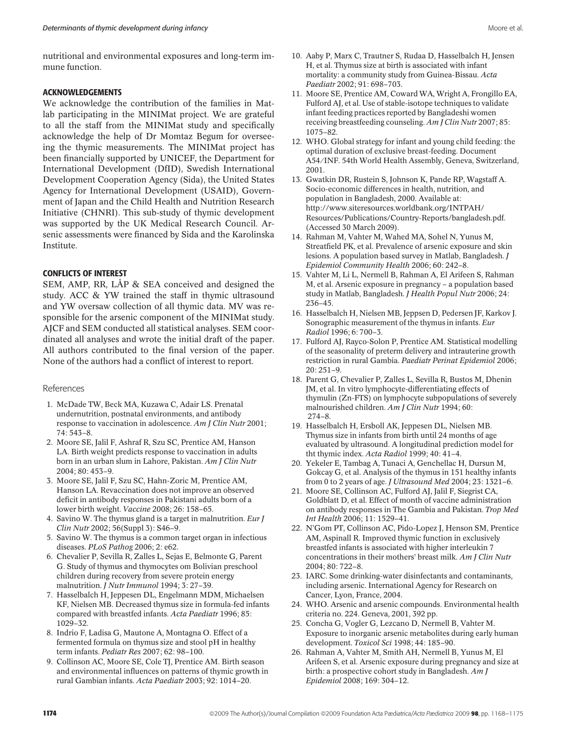nutritional and environmental exposures and long-term immune function.

## ACKNOWLEDGEMENTS

We acknowledge the contribution of the families in Matlab participating in the MINIMat project. We are grateful to all the staff from the MINIMat study and specifically acknowledge the help of Dr Momtaz Begum for overseeing the thymic measurements. The MINIMat project has been financially supported by UNICEF, the Department for International Development (DfID), Swedish International Development Cooperation Agency (Sida), the United States Agency for International Development (USAID), Government of Japan and the Child Health and Nutrition Research Initiative (CHNRI). This sub-study of thymic development was supported by the UK Medical Research Council. Arsenic assessments were financed by Sida and the Karolinska Institute.

## CONFLICTS OF INTEREST

SEM, AMP, RR, LÅP & SEA conceived and designed the study. ACC & YW trained the staff in thymic ultrasound and YW oversaw collection of all thymic data. MV was responsible for the arsenic component of the MINIMat study. AJCF and SEM conducted all statistical analyses. SEM coordinated all analyses and wrote the initial draft of the paper. All authors contributed to the final version of the paper. None of the authors had a conflict of interest to report.

## References

1. McDade TW, Beck MA, Kuzawa C, Adair LS. Prenatal undernutrition, postnatal environments, and antibody response to vaccination in adolescence. *Am J Clin Nutr* 2001; 74: 543–8.
2. Moore SE, Jalil F, Ashraf R, Szu SC, Prentice AM, Hanson LA. Birth weight predicts response to vaccination in adults born in an urban slum in Lahore, Pakistan. *Am J Clin Nutr* 2004; 80: 453–9.
3. Moore SE, Jalil F, Szu SC, Hahn-Zoric M, Prentice AM, Hanson LA. Revaccination does not improve an observed deficit in antibody responses in Pakistani adults born of a lower birth weight. *Vaccine* 2008; 26: 158–65.
4. Savino W. The thymus gland is a target in malnutrition. *Eur J Clin Nutr* 2002; 56(Suppl 3): S46–9.
5. Savino W. The thymus is a common target organ in infectious diseases. *PLoS Pathog* 2006; 2: e62.
6. Chevalier P, Sevilla R, Zalles L, Sejas E, Belmonte G, Parent G. Study of thymus and thymocytes om Bolivian preschool children during recovery from severe protein energy malnutrition. *J Nutr Immunol* 1994; 3: 27–39.
7. Hasselbalch H, Jeppesen DL, Engelmann MDM, Michaelsen KF, Nielsen MB. Decreased thymus size in formula-fed infants compared with breastfed infants. *Acta Paediatr* 1996; 85: 1029–32.
8. Indrio F, Ladisa G, Mautone A, Montagna O. Effect of a fermented formula on thymus size and stool pH in healthy term infants. *Pediatr Res* 2007; 62: 98–100.
9. Collinson AC, Moore SE, Cole TJ, Prentice AM. Birth season and environmental influences on patterns of thymic growth in rural Gambian infants. *Acta Paediatr* 2003; 92: 1014–20.
10. Aaby P, Marx C, Trautner S, Rudaa D, Hasselbalch H, Jensen H, et al. Thymus size at birth is associated with infant mortality: a community study from Guinea-Bissau. *Acta Paediatr* 2002; 91: 698–703.
11. Moore SE, Prentice AM, Coward WA, Wright A, Frongillo EA, Fulford AJ, et al. Use of stable-isotope techniques to validate infant feeding practices reported by Bangladeshi women receiving breastfeeding counseling. *Am J Clin Nutr* 2007; 85: 1075–82.
12. WHO. Global strategy for infant and young child feeding: the optimal duration of exclusive breast-feeding. Document A54/INF. 54th World Health Assembly, Geneva, Switzerland, 2001.
13. Gwatkin DR, Rustein S, Johnson K, Pande RP, Wagstaff A. Socio-economic differences in health, nutrition, and population in Bangladesh, 2000. Available at: http://www.siteresources.worldbank.org/INTPAH/Resources/Publications/Country-Reports/bangladesh.pdf. (Accessed 30 March 2009).
14. Rahman M, Vahter M, Wahed MA, Sohel N, Yunus M, Streatfield PK, et al. Prevalence of arsenic exposure and skin lesions. A population based survey in Matlab, Bangladesh. *J Epidemiol Community Health* 2006; 60: 242–8.
15. Vahter M, Li L, Nermell B, Rahman A, El Arifeen S, Rahman M, et al. Arsenic exposure in pregnancy – a population based study in Matlab, Bangladesh. *J Health Popul Nutr* 2006; 24: 236–45.
16. Hasselbalch H, Nielsen MB, Jeppsen D, Pedersen JF, Karkov J. Sonographic measurement of the thymus in infants. *Eur Radiol* 1996; 6: 700–3.
17. Fulford AJ, Rayco-Solon P, Prentice AM. Statistical modelling of the seasonality of preterm delivery and intrauterine growth restriction in rural Gambia. *Paediatr Perinat Epidemiol* 2006; 20: 251–9.
18. Parent G, Chevalier P, Zalles L, Sevilla R, Bustos M, Dhenin JM, et al. In vitro lymphocyte-differentiating effects of thymulin (Zn-FTS) on lymphocyte subpopulations of severely malnourished children. *Am J Clin Nutr* 1994; 60: 274–8.
19. Hasselbalch H, Ersboll AK, Jeppesen DL, Nielsen MB. Thymus size in infants from birth until 24 months of age evaluated by ultrasound. A longitudinal prediction model for tht thymic index. *Acta Radiol* 1999; 40: 41–4.
20. Yekeler E, Tambag A, Tunaci A, Genchellac H, Dursun M, Gokcay G, et al. Analysis of the thymus in 151 healthy infants from 0 to 2 years of age. *J Ultrasound Med* 2004; 23: 1321–6.
21. Moore SE, Collinson AC, Fulford AJ, Jalil F, Siegrist CA, Goldblatt D, et al. Effect of month of vaccine administration on antibody responses in The Gambia and Pakistan. *Trop Med Int Health* 2006; 11: 1529–41.
22. N'Gom PT, Collinson AC, Pido-Lopez J, Henson SM, Prentice AM, Aspinall R. Improved thymic function in exclusively breastfed infants is associated with higher interleukin 7 concentrations in their mothers' breast milk. *Am J Clin Nutr* 2004; 80: 722–8.
23. IARC. Some drinking-water disinfectants and contaminants, including arsenic. International Agency for Research on Cancer, Lyon, France, 2004.
24. WHO. Arsenic and arsenic compounds. Environmental health criteria no. 224. Geneva, 2001, 392 pp.
25. Concha G, Vogler G, Lezcano D, Nermell B, Vahter M. Exposure to inorganic arsenic metabolites during early human development. *Toxicol Sci* 1998; 44: 185–90.
26. Rahman A, Vahter M, Smith AH, Nermell B, Yunus M, El Arifeen S, et al. Arsenic exposure during pregnancy and size at birth: a prospective cohort study in Bangladesh. *Am J Epidemiol* 2008; 169: 304–12.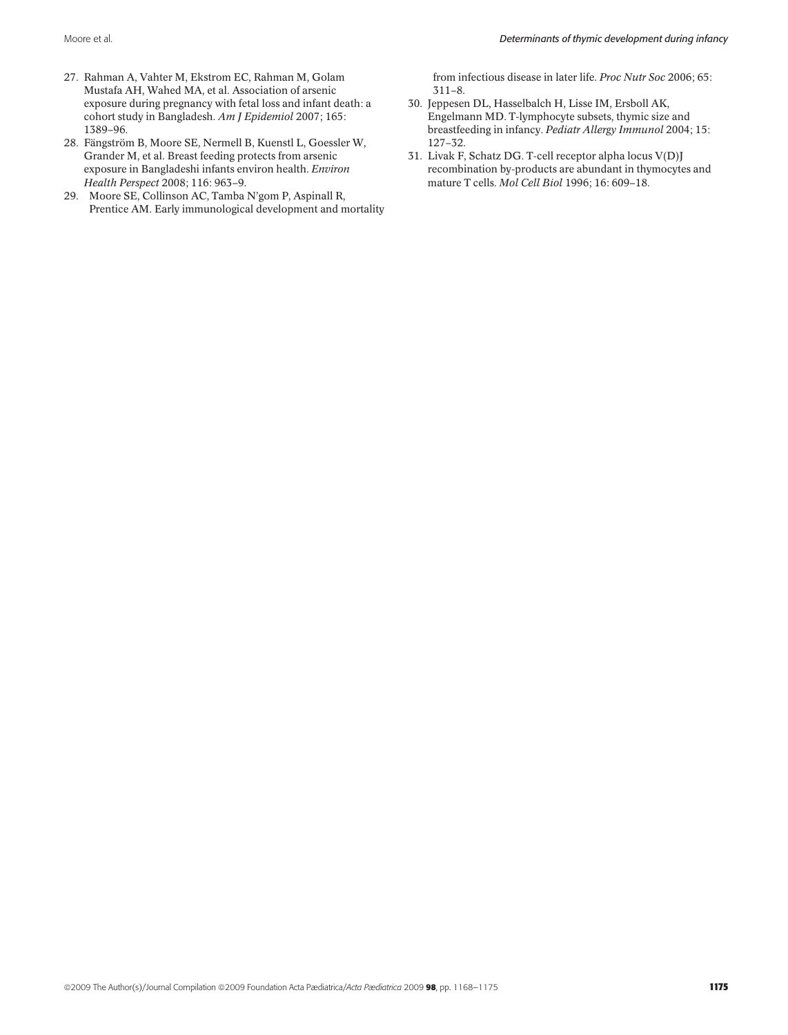27. Rahman A, Vahter M, Ekstrom EC, Rahman M, Golam Mustafa AH, Wahed MA, et al. Association of arsenic exposure during pregnancy with fetal loss and infant death: a cohort study in Bangladesh. *Am J Epidemiol* 2007; 165: 1389–96.
28. Fängström B, Moore SE, Nermell B, Kuenstl L, Goessler W, Grander M, et al. Breast feeding protects from arsenic exposure in Bangladeshi infants environ health. *Environ Health Perspect* 2008; 116: 963–9.
29. Moore SE, Collinson AC, Tamba N'gom P, Aspinall R, Prentice AM. Early immunological development and mortality from infectious disease in later life. *Proc Nutr Soc* 2006; 65: 311–8.
30. Jeppesen DL, Hasselbalch H, Lisse IM, Ersboll AK, Engelmann MD. T-lymphocyte subsets, thymic size and breastfeeding in infancy. *Pediatr Allergy Immunol* 2004; 15: 127–32.
31. Livak F, Schatz DG. T-cell receptor alpha locus V(D)J recombination by-products are abundant in thymocytes and mature T cells. *Mol Cell Biol* 1996; 16: 609–18.